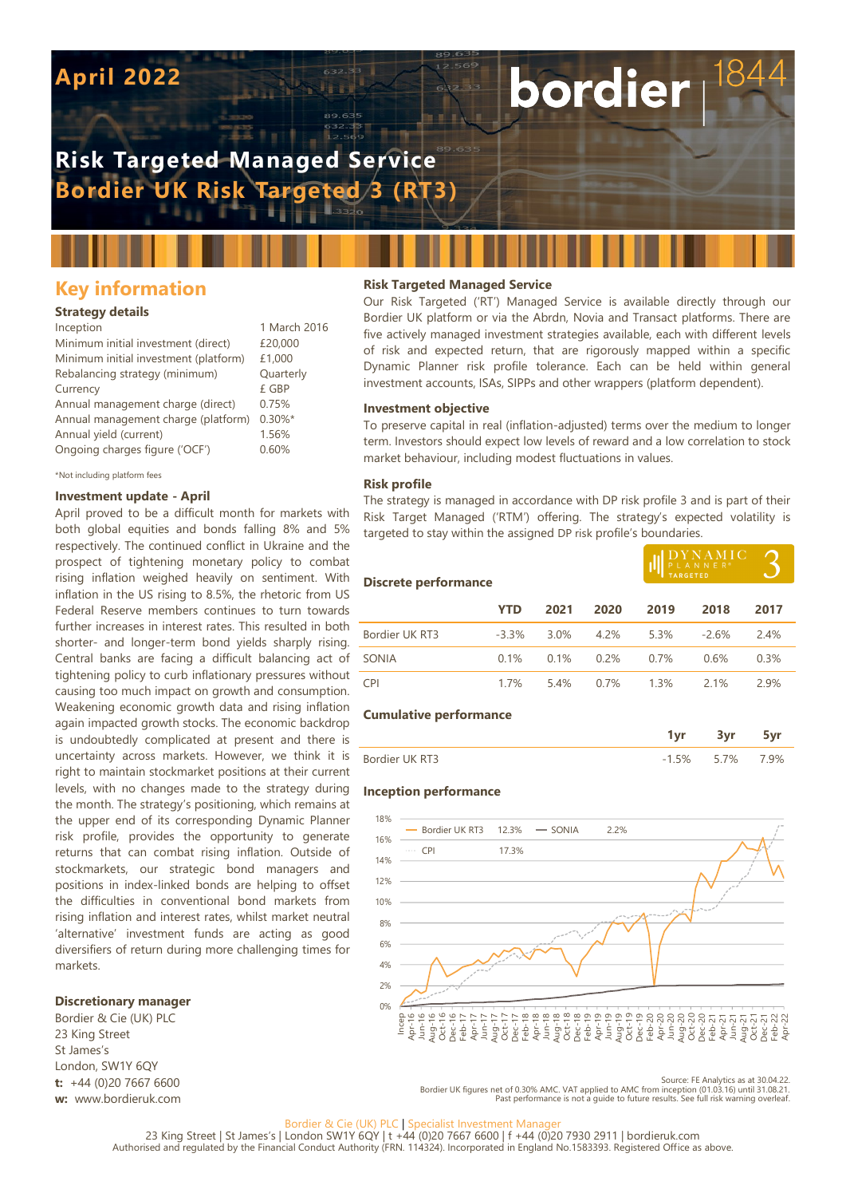# April 2022

# Risk Targeted Managed Service
## Bordier UK Risk Targeted 3 (RT3)

## Key information

### Strategy details

| | |
|---|---|
| Inception | 1 March 2016 |
| Minimum initial investment (direct) | £20,000 |
| Minimum initial investment (platform) | £1,000 |
| Rebalancing strategy (minimum) | Quarterly |
| Currency | £ GBP |
| Annual management charge (direct) | 0.75% |
| Annual management charge (platform) | 0.30%* |
| Annual yield (current) | 1.56% |
| Ongoing charges figure ('OCF') | 0.60% |

*Not including platform fees

### Investment update - April

April proved to be a difficult month for markets with both global equities and bonds falling 8% and 5% respectively. The continued conflict in Ukraine and the prospect of tightening monetary policy to combat rising inflation weighed heavily on sentiment. With inflation in the US rising to 8.5%, the rhetoric from US Federal Reserve members continues to turn towards further increases in interest rates. This resulted in both shorter- and longer-term bond yields sharply rising. Central banks are facing a difficult balancing act of tightening policy to curb inflationary pressures without causing too much impact on growth and consumption. Weakening economic growth data and rising inflation again impacted growth stocks. The economic backdrop is undoubtedly complicated at present and there is uncertainty across markets. However, we think it is right to maintain stockmarket positions at their current levels, with no changes made to the strategy during the month. The strategy's positioning, which remains at the upper end of its corresponding Dynamic Planner risk profile, provides the opportunity to generate returns that can combat rising inflation. Outside of stockmarkets, our strategic bond managers and positions in index-linked bonds are helping to offset the difficulties in conventional bond markets from rising inflation and interest rates, whilst market neutral 'alternative' investment funds are acting as good diversifiers of return during more challenging times for markets.

### Discretionary manager

Bordier & Cie (UK) PLC
23 King Street
St James's
London, SW1Y 6QY
**t:** +44 (0)20 7667 6600
**w:** www.bordieruk.com

### Risk Targeted Managed Service

Our Risk Targeted ('RT') Managed Service is available directly through our Bordier UK platform or via the Abrdn, Novia and Transact platforms. There are five actively managed investment strategies available, each with different levels of risk and expected return, that are rigorously mapped within a specific Dynamic Planner risk profile tolerance. Each can be held within general investment accounts, ISAs, SIPPs and other wrappers (platform dependent).

### Investment objective

To preserve capital in real (inflation-adjusted) terms over the medium to longer term. Investors should expect low levels of reward and a low correlation to stock market behaviour, including modest fluctuations in values.

### Risk profile

The strategy is managed in accordance with DP risk profile 3 and is part of their Risk Target Managed ('RTM') offering. The strategy's expected volatility is targeted to stay within the assigned DP risk profile's boundaries.

DYNAMIC PLANNER® TARGETED 3

### Discrete performance

| | YTD | 2021 | 2020 | 2019 | 2018 | 2017 |
|---|---|---|---|---|---|---|
| Bordier UK RT3 | -3.3% | 3.0% | 4.2% | 5.3% | -2.6% | 2.4% |
| SONIA | 0.1% | 0.1% | 0.2% | 0.7% | 0.6% | 0.3% |
| CPI | 1.7% | 5.4% | 0.7% | 1.3% | 2.1% | 2.9% |

### Cumulative performance

| | 1yr | 3yr | 5yr |
|---|---|---|---|
| Bordier UK RT3 | -1.5% | 5.7% | 7.9% |

### Inception performance

Bordier UK RT3 12.3% — SONIA 2.2% — CPI 17.3%

Source: FE Analytics as at 30.04.22.
Bordier UK figures net of 0.30% AMC. VAT applied to AMC from inception (01.03.16) until 31.08.21.
Past performance is not a guide to future results. See full risk warning overleaf.

Bordier & Cie (UK) PLC | Specialist Investment Manager
23 King Street | St James's | London SW1Y 6QY | t +44 (0)20 7667 6600 | f +44 (0)20 7930 2911 | bordieruk.com
Authorised and regulated by the Financial Conduct Authority (FRN. 114324). Incorporated in England No.1583393. Registered Office as above.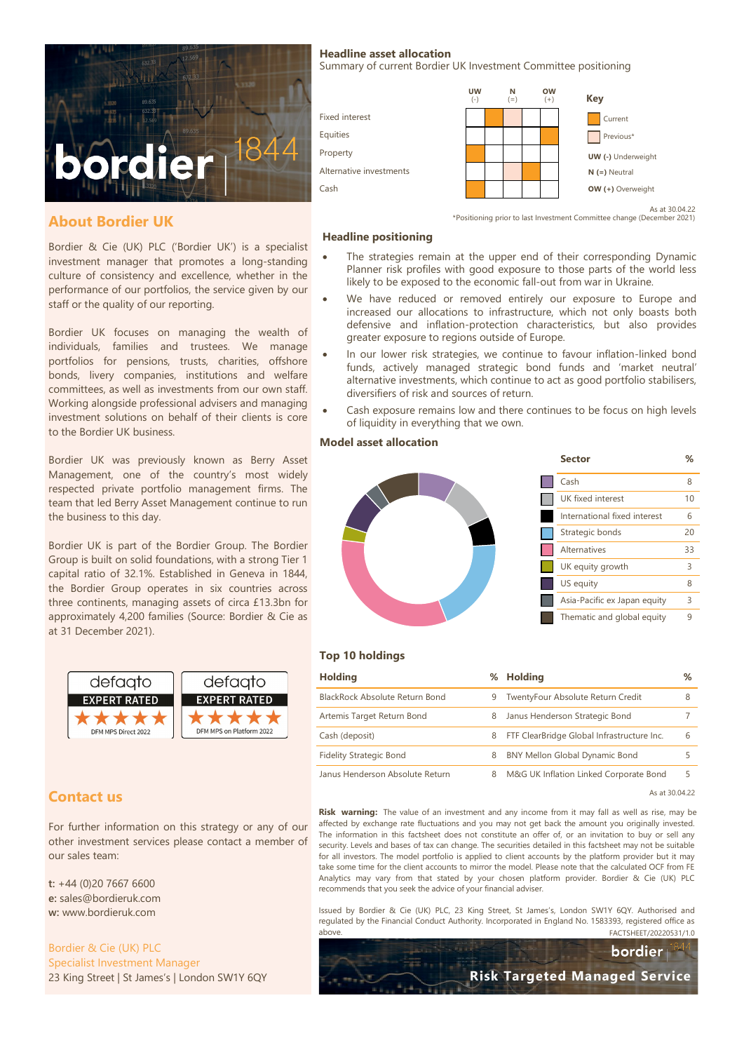bordier 1844

## About Bordier UK

Bordier & Cie (UK) PLC ('Bordier UK') is a specialist investment manager that promotes a long-standing culture of consistency and excellence, whether in the performance of our portfolios, the service given by our staff or the quality of our reporting.

Bordier UK focuses on managing the wealth of individuals, families and trustees. We manage portfolios for pensions, trusts, charities, offshore bonds, livery companies, institutions and welfare committees, as well as investments from our own staff. Working alongside professional advisers and managing investment solutions on behalf of their clients is core to the Bordier UK business.

Bordier UK was previously known as Berry Asset Management, one of the country's most widely respected private portfolio management firms. The team that led Berry Asset Management continue to run the business to this day.

Bordier UK is part of the Bordier Group. The Bordier Group is built on solid foundations, with a strong Tier 1 capital ratio of 32.1%. Established in Geneva in 1844, the Bordier Group operates in six countries across three continents, managing assets of circa £13.3bn for approximately 4,200 families (Source: Bordier & Cie as at 31 December 2021).

defaqto EXPERT RATED ★★★★★ DFM MPS Direct 2022

defaqto EXPERT RATED ★★★★★ DFM MPS on Platform 2022

## Contact us

For further information on this strategy or any of our other investment services please contact a member of our sales team:

**t:** +44 (0)20 7667 6600
**e:** sales@bordieruk.com
**w:** www.bordieruk.com

Bordier & Cie (UK) PLC
Specialist Investment Manager
23 King Street | St James's | London SW1Y 6QY

### Headline asset allocation

Summary of current Bordier UK Investment Committee positioning

UW (-) N (=) OW (+)

Fixed interest
Equities
Property
Alternative investments
Cash

Key
Current
Previous*
**UW (-)** Underweight
**N (=)** Neutral
**OW (+)** Overweight

As at 30.04.22

*Positioning prior to last Investment Committee change (December 2021)

### Headline positioning

- The strategies remain at the upper end of their corresponding Dynamic Planner risk profiles with good exposure to those parts of the world less likely to be exposed to the economic fall-out from war in Ukraine.
- We have reduced or removed entirely our exposure to Europe and increased our allocations to infrastructure, which not only boasts both defensive and inflation-protection characteristics, but also provides greater exposure to regions outside of Europe.
- In our lower risk strategies, we continue to favour inflation-linked bond funds, actively managed strategic bond funds and 'market neutral' alternative investments, which continue to act as good portfolio stabilisers, diversifiers of risk and sources of return.
- Cash exposure remains low and there continues to be focus on high levels of liquidity in everything that we own.

### Model asset allocation

| Sector | % |
|---|---|
| Cash | 8 |
| UK fixed interest | 10 |
| International fixed interest | 6 |
| Strategic bonds | 20 |
| Alternatives | 33 |
| UK equity growth | 3 |
| US equity | 8 |
| Asia-Pacific ex Japan equity | 3 |
| Thematic and global equity | 9 |

### Top 10 holdings

| Holding | % | Holding | % |
|---|---|---|---|
| BlackRock Absolute Return Bond | 9 | TwentyFour Absolute Return Credit | 8 |
| Artemis Target Return Bond | 8 | Janus Henderson Strategic Bond | 7 |
| Cash (deposit) | 8 | FTF ClearBridge Global Infrastructure Inc. | 6 |
| Fidelity Strategic Bond | 8 | BNY Mellon Global Dynamic Bond | 5 |
| Janus Henderson Absolute Return | 8 | M&G UK Inflation Linked Corporate Bond | 5 |

As at 30.04.22

**Risk warning:** The value of an investment and any income from it may fall as well as rise, may be affected by exchange rate fluctuations and you may not get back the amount you originally invested. The information in this factsheet does not constitute an offer of, or an invitation to buy or sell any security. Levels and bases of tax can change. The securities detailed in this factsheet may not be suitable for all investors. The model portfolio is applied to client accounts by the platform provider but it may take some time for the client accounts to mirror the model. Please note that the calculated OCF from FE Analytics may vary from that stated by your chosen platform provider. Bordier & Cie (UK) PLC recommends that you seek the advice of your financial adviser.

Issued by Bordier & Cie (UK) PLC, 23 King Street, St James's, London SW1Y 6QY. Authorised and regulated by the Financial Conduct Authority. Incorporated in England No. 1583393, registered office as above.

FACTSHEET/20220531/1.0

bordier 1844
**Risk Targeted Managed Service**